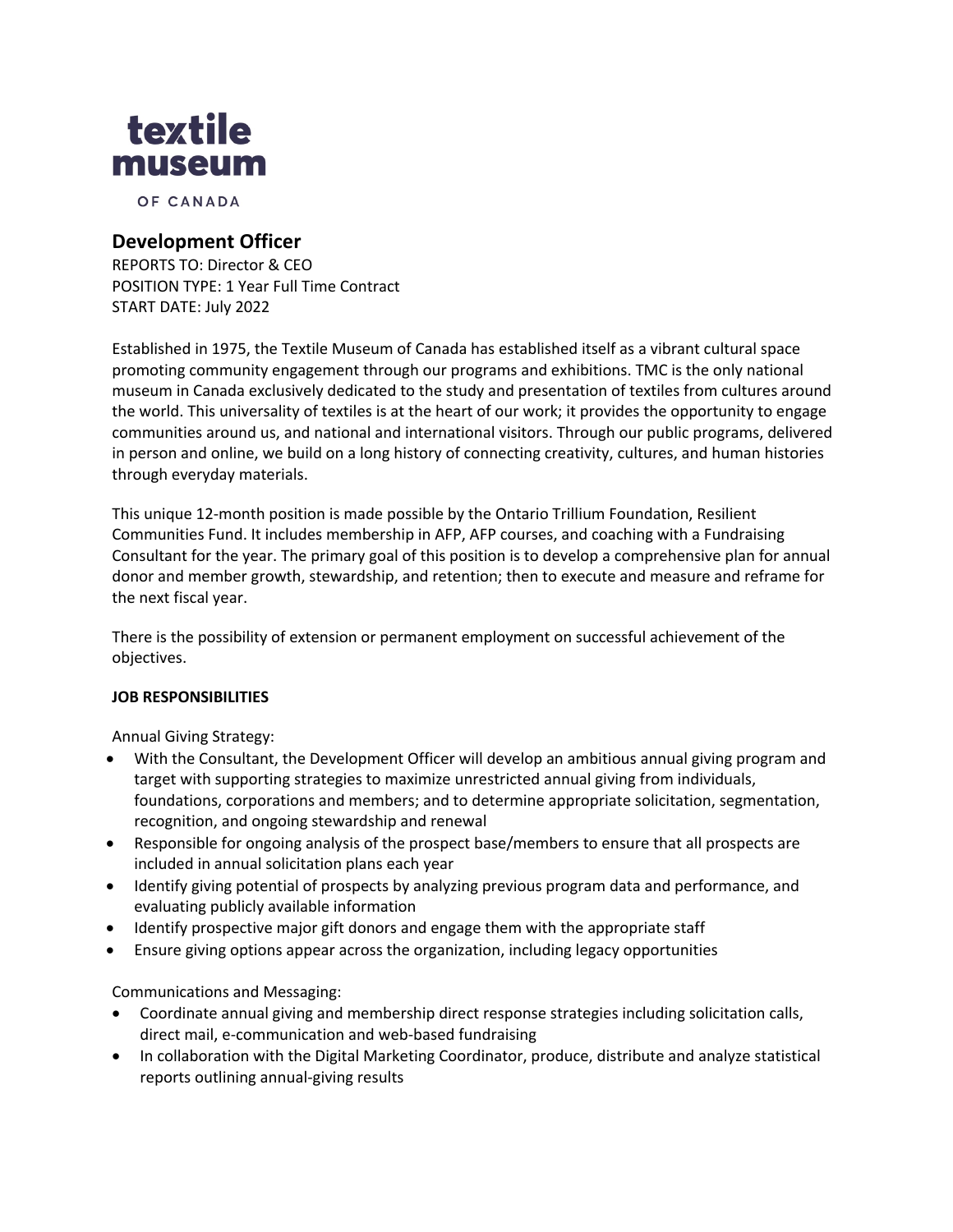textile museum

OF CANADA

## Development Officer

REPORTS TO: Director & CEO
POSITION TYPE: 1 Year Full Time Contract
START DATE: July 2022

Established in 1975, the Textile Museum of Canada has established itself as a vibrant cultural space promoting community engagement through our programs and exhibitions. TMC is the only national museum in Canada exclusively dedicated to the study and presentation of textiles from cultures around the world. This universality of textiles is at the heart of our work; it provides the opportunity to engage communities around us, and national and international visitors. Through our public programs, delivered in person and online, we build on a long history of connecting creativity, cultures, and human histories through everyday materials.

This unique 12-month position is made possible by the Ontario Trillium Foundation, Resilient Communities Fund. It includes membership in AFP, AFP courses, and coaching with a Fundraising Consultant for the year. The primary goal of this position is to develop a comprehensive plan for annual donor and member growth, stewardship, and retention; then to execute and measure and reframe for the next fiscal year.

There is the possibility of extension or permanent employment on successful achievement of the objectives.

**JOB RESPONSIBILITIES**

Annual Giving Strategy:

- With the Consultant, the Development Officer will develop an ambitious annual giving program and target with supporting strategies to maximize unrestricted annual giving from individuals, foundations, corporations and members; and to determine appropriate solicitation, segmentation, recognition, and ongoing stewardship and renewal
- Responsible for ongoing analysis of the prospect base/members to ensure that all prospects are included in annual solicitation plans each year
- Identify giving potential of prospects by analyzing previous program data and performance, and evaluating publicly available information
- Identify prospective major gift donors and engage them with the appropriate staff
- Ensure giving options appear across the organization, including legacy opportunities

Communications and Messaging:

- Coordinate annual giving and membership direct response strategies including solicitation calls, direct mail, e-communication and web-based fundraising
- In collaboration with the Digital Marketing Coordinator, produce, distribute and analyze statistical reports outlining annual-giving results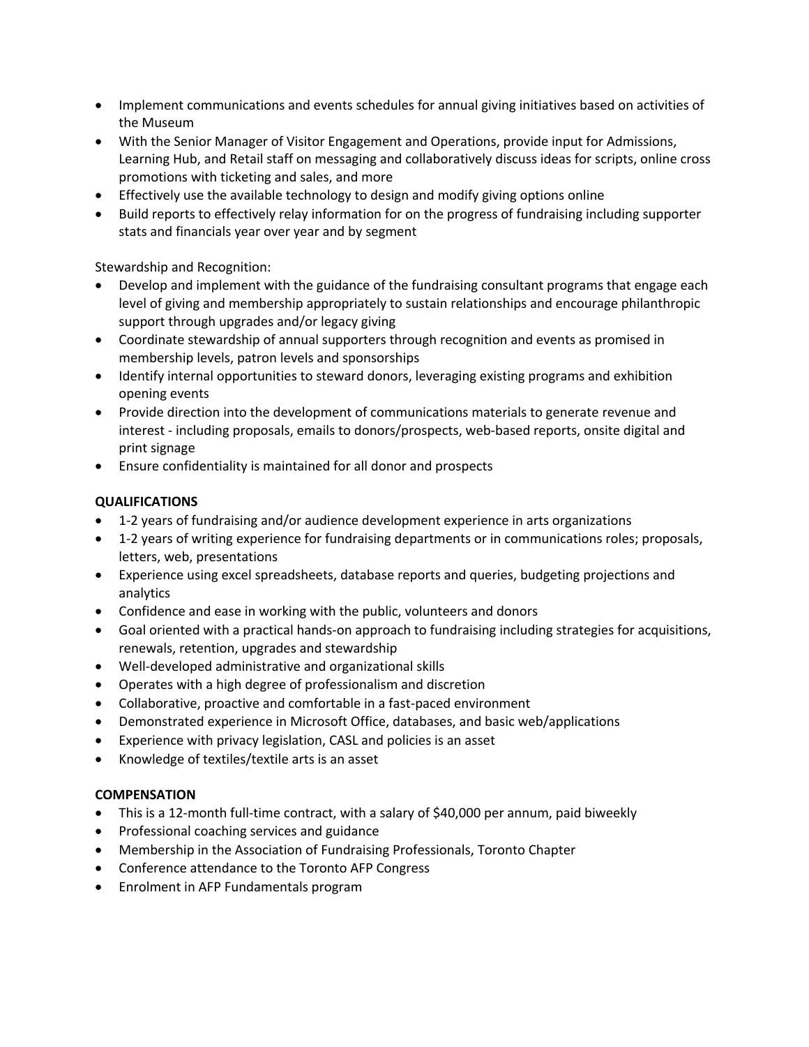- Implement communications and events schedules for annual giving initiatives based on activities of the Museum
- With the Senior Manager of Visitor Engagement and Operations, provide input for Admissions, Learning Hub, and Retail staff on messaging and collaboratively discuss ideas for scripts, online cross promotions with ticketing and sales, and more
- Effectively use the available technology to design and modify giving options online
- Build reports to effectively relay information for on the progress of fundraising including supporter stats and financials year over year and by segment

Stewardship and Recognition:

- Develop and implement with the guidance of the fundraising consultant programs that engage each level of giving and membership appropriately to sustain relationships and encourage philanthropic support through upgrades and/or legacy giving
- Coordinate stewardship of annual supporters through recognition and events as promised in membership levels, patron levels and sponsorships
- Identify internal opportunities to steward donors, leveraging existing programs and exhibition opening events
- Provide direction into the development of communications materials to generate revenue and interest - including proposals, emails to donors/prospects, web-based reports, onsite digital and print signage
- Ensure confidentiality is maintained for all donor and prospects

**QUALIFICATIONS**

- 1-2 years of fundraising and/or audience development experience in arts organizations
- 1-2 years of writing experience for fundraising departments or in communications roles; proposals, letters, web, presentations
- Experience using excel spreadsheets, database reports and queries, budgeting projections and analytics
- Confidence and ease in working with the public, volunteers and donors
- Goal oriented with a practical hands-on approach to fundraising including strategies for acquisitions, renewals, retention, upgrades and stewardship
- Well-developed administrative and organizational skills
- Operates with a high degree of professionalism and discretion
- Collaborative, proactive and comfortable in a fast-paced environment
- Demonstrated experience in Microsoft Office, databases, and basic web/applications
- Experience with privacy legislation, CASL and policies is an asset
- Knowledge of textiles/textile arts is an asset

**COMPENSATION**

- This is a 12-month full-time contract, with a salary of $40,000 per annum, paid biweekly
- Professional coaching services and guidance
- Membership in the Association of Fundraising Professionals, Toronto Chapter
- Conference attendance to the Toronto AFP Congress
- Enrolment in AFP Fundamentals program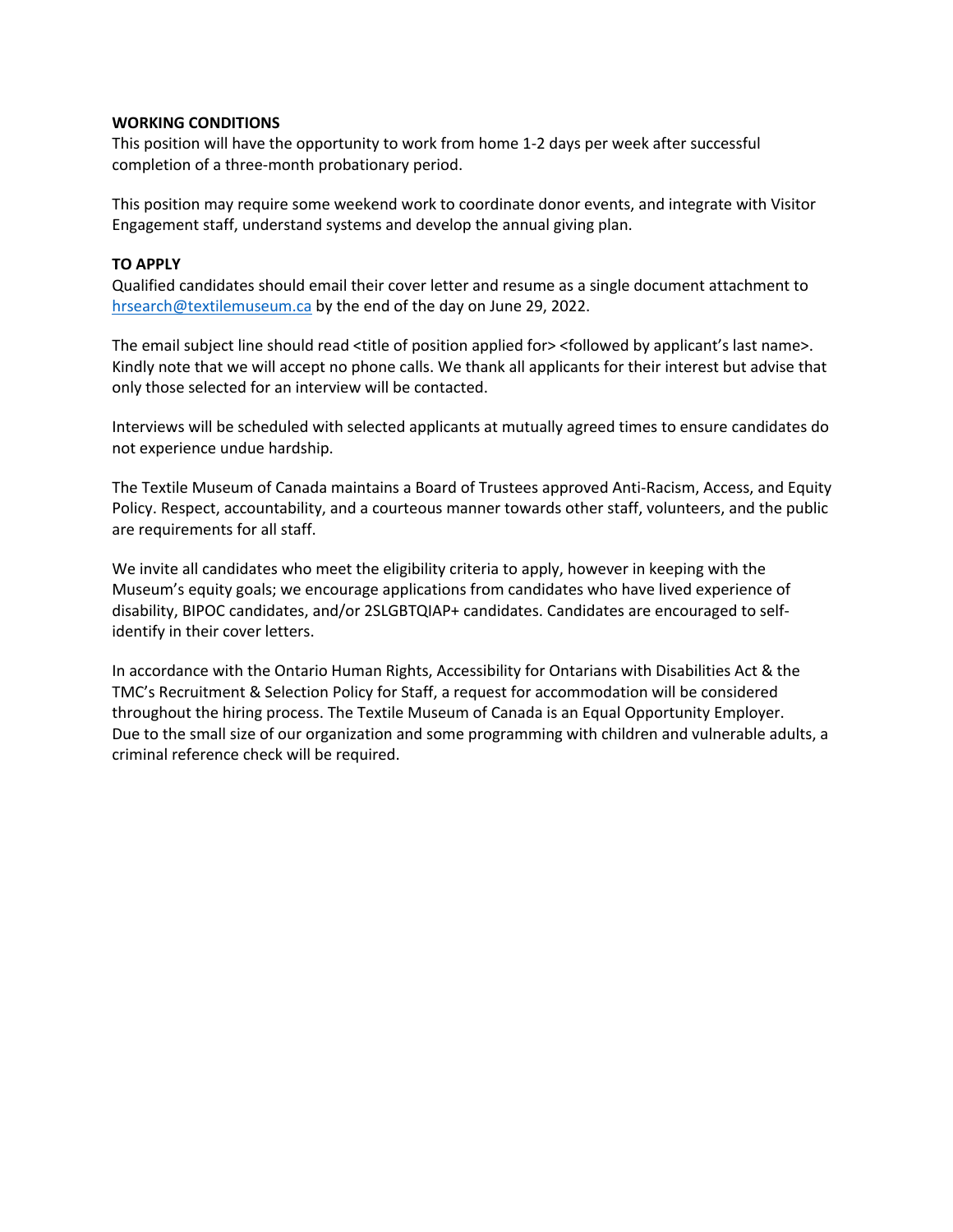**WORKING CONDITIONS**

This position will have the opportunity to work from home 1-2 days per week after successful completion of a three-month probationary period.

This position may require some weekend work to coordinate donor events, and integrate with Visitor Engagement staff, understand systems and develop the annual giving plan.

**TO APPLY**

Qualified candidates should email their cover letter and resume as a single document attachment to hrsearch@textilemuseum.ca by the end of the day on June 29, 2022.

The email subject line should read <title of position applied for> <followed by applicant's last name>. Kindly note that we will accept no phone calls. We thank all applicants for their interest but advise that only those selected for an interview will be contacted.

Interviews will be scheduled with selected applicants at mutually agreed times to ensure candidates do not experience undue hardship.

The Textile Museum of Canada maintains a Board of Trustees approved Anti-Racism, Access, and Equity Policy. Respect, accountability, and a courteous manner towards other staff, volunteers, and the public are requirements for all staff.

We invite all candidates who meet the eligibility criteria to apply, however in keeping with the Museum's equity goals; we encourage applications from candidates who have lived experience of disability, BIPOC candidates, and/or 2SLGBTQIAP+ candidates. Candidates are encouraged to self-identify in their cover letters.

In accordance with the Ontario Human Rights, Accessibility for Ontarians with Disabilities Act & the TMC's Recruitment & Selection Policy for Staff, a request for accommodation will be considered throughout the hiring process. The Textile Museum of Canada is an Equal Opportunity Employer. Due to the small size of our organization and some programming with children and vulnerable adults, a criminal reference check will be required.